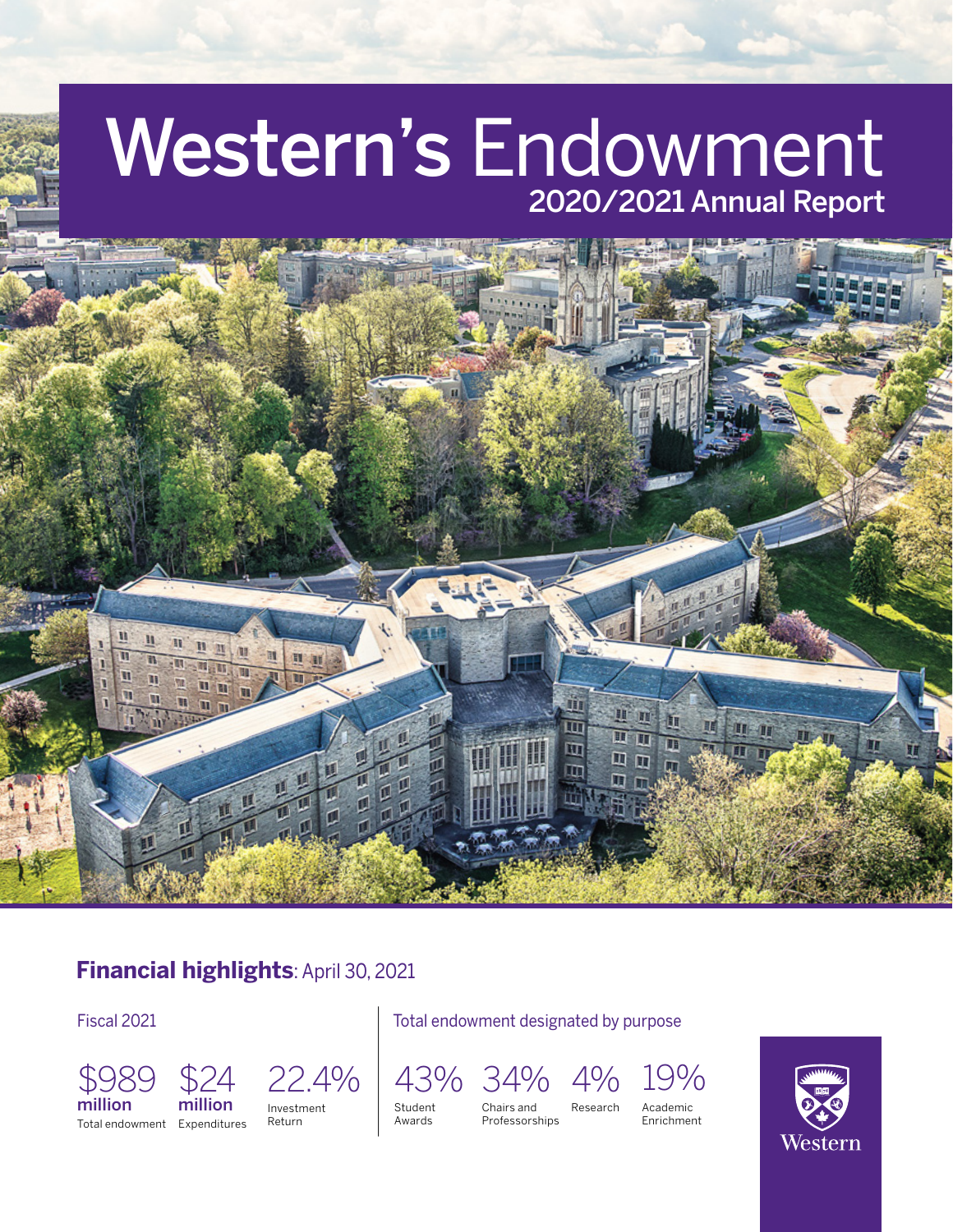# Western's Endowment

## 2020/2021 Annual Report

### **Financial highlights**: April 30, 2021

**Fiscal 2021**

- $989 **million** — Total endowment
- $24 **million** — Expenditures
- 22.4% — Investment Return

**Total endowment designated by purpose**

- 43% — Student Awards
- 34% — Chairs and Professorships
- 4% — Research
- 19% — Academic Enrichment

Western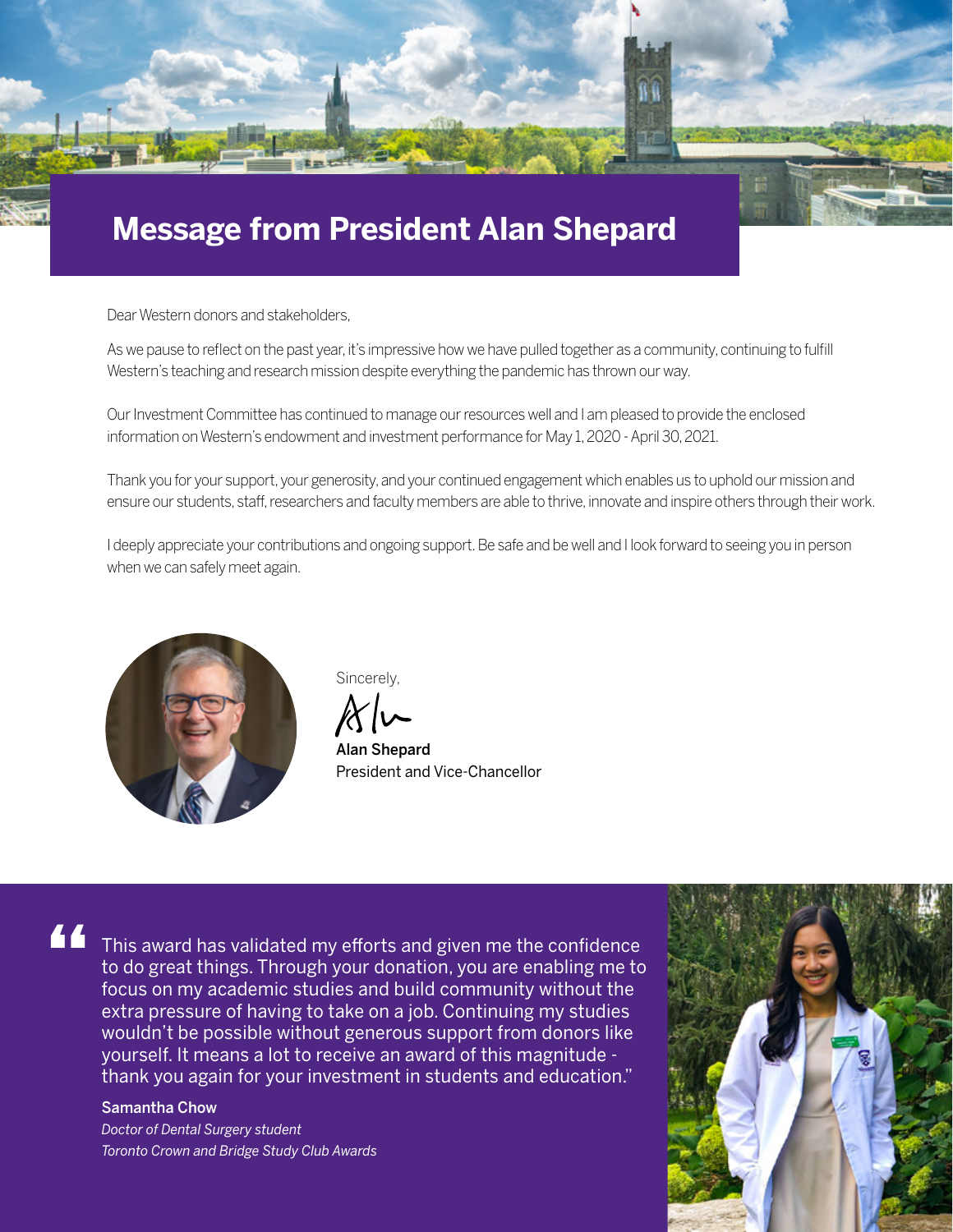# Message from President Alan Shepard

Dear Western donors and stakeholders,

As we pause to reflect on the past year, it's impressive how we have pulled together as a community, continuing to fulfill Western's teaching and research mission despite everything the pandemic has thrown our way.

Our Investment Committee has continued to manage our resources well and I am pleased to provide the enclosed information on Western's endowment and investment performance for May 1, 2020 - April 30, 2021.

Thank you for your support, your generosity, and your continued engagement which enables us to uphold our mission and ensure our students, staff, researchers and faculty members are able to thrive, innovate and inspire others through their work.

I deeply appreciate your contributions and ongoing support. Be safe and be well and I look forward to seeing you in person when we can safely meet again.

Sincerely,

Alan Shepard
President and Vice-Chancellor

> "This award has validated my efforts and given me the confidence to do great things. Through your donation, you are enabling me to focus on my academic studies and build community without the extra pressure of having to take on a job. Continuing my studies wouldn't be possible without generous support from donors like yourself. It means a lot to receive an award of this magnitude - thank you again for your investment in students and education."

**Samantha Chow**
*Doctor of Dental Surgery student*
*Toronto Crown and Bridge Study Club Awards*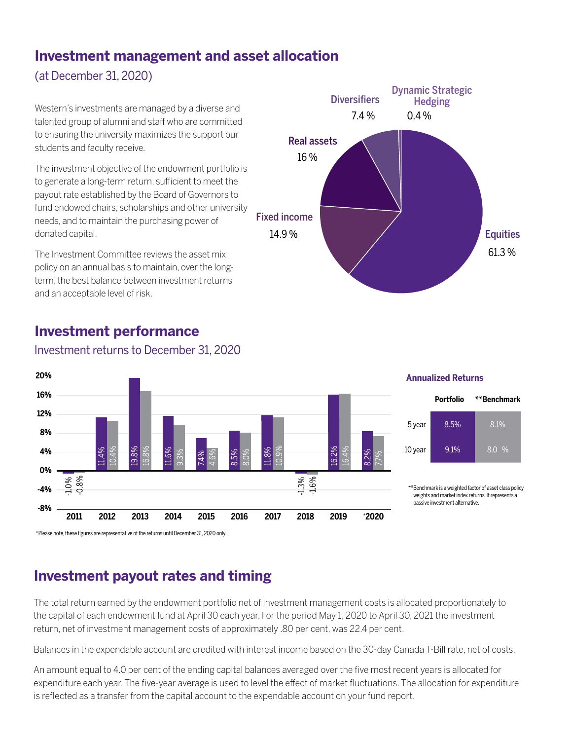## Investment management and asset allocation

(at December 31, 2020)

Western's investments are managed by a diverse and talented group of alumni and staff who are committed to ensuring the university maximizes the support our students and faculty receive.

The investment objective of the endowment portfolio is to generate a long-term return, sufficient to meet the payout rate established by the Board of Governors to fund endowed chairs, scholarships and other university needs, and to maintain the purchasing power of donated capital.

The Investment Committee reviews the asset mix policy on an annual basis to maintain, over the long-term, the best balance between investment returns and an acceptable level of risk.

| Asset class | Allocation |
|---|---|
| Equities | 61.3 % |
| Fixed income | 14.9 % |
| Real assets | 16 % |
| Diversifiers | 7.4 % |
| Dynamic Strategic Hedging | 0.4 % |

## Investment performance

Investment returns to December 31, 2020

| Year | Portfolio | Benchmark |
|---|---|---|
| 2011 | -1.0% | -0.8% |
| 2012 | 11.4% | 10.4% |
| 2013 | 19.8% | 16.8% |
| 2014 | 11.6% | 9.3% |
| 2015 | 7.4% | 4.6% |
| 2016 | 8.5% | 8.0% |
| 2017 | 11.8% | 10.9% |
| 2018 | -1.3% | -1.6% |
| 2019 | 16.2% | 16.4% |
| *2020 | 8.2% | 7.7% |

*Please note, these figures are representative of the returns until December 31, 2020 only.

**Annualized Returns**

| | Portfolio | **Benchmark |
|---|---|---|
| 5 year | 8.5% | 8.1% |
| 10 year | 9.1% | 8.0 % |

**Benchmark is a weighted factor of asset class policy weights and market index returns. It represents a passive investment alternative.

## Investment payout rates and timing

The total return earned by the endowment portfolio net of investment management costs is allocated proportionately to the capital of each endowment fund at April 30 each year. For the period May 1, 2020 to April 30, 2021 the investment return, net of investment management costs of approximately .80 per cent, was 22.4 per cent.

Balances in the expendable account are credited with interest income based on the 30-day Canada T-Bill rate, net of costs.

An amount equal to 4.0 per cent of the ending capital balances averaged over the five most recent years is allocated for expenditure each year. The five-year average is used to level the effect of market fluctuations. The allocation for expenditure is reflected as a transfer from the capital account to the expendable account on your fund report.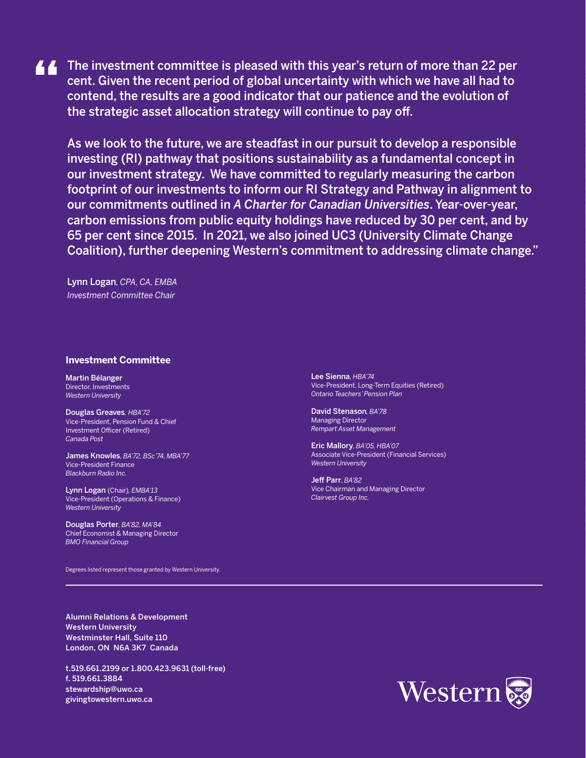"The investment committee is pleased with this year's return of more than 22 per cent. Given the recent period of global uncertainty with which we have all had to contend, the results are a good indicator that our patience and the evolution of the strategic asset allocation strategy will continue to pay off.

As we look to the future, we are steadfast in our pursuit to develop a responsible investing (RI) pathway that positions sustainability as a fundamental concept in our investment strategy. We have committed to regularly measuring the carbon footprint of our investments to inform our RI Strategy and Pathway in alignment to our commitments outlined in *A Charter for Canadian Universities*. Year-over-year, carbon emissions from public equity holdings have reduced by 30 per cent, and by 65 per cent since 2015. In 2021, we also joined UC3 (University Climate Change Coalition), further deepening Western's commitment to addressing climate change."

Lynn Logan, *CPA, CA, EMBA*
*Investment Committee Chair*

## Investment Committee

**Martin Bélanger**
Director, Investments
*Western University*

**Douglas Greaves**, *HBA'72*
Vice-President, Pension Fund & Chief Investment Officer (Retired)
*Canada Post*

**James Knowles**, *BA'72, BSc'74, MBA'77*
Vice-President Finance
*Blackburn Radio Inc.*

**Lynn Logan** (Chair), *EMBA'13*
Vice-President (Operations & Finance)
*Western University*

**Douglas Porter**, *BA'82, MA'84*
Chief Economist & Managing Director
*BMO Financial Group*

**Lee Sienna**, *HBA'74*
Vice-President, Long-Term Equities (Retired)
*Ontario Teachers' Pension Plan*

**David Stenason**, *BA'78*
Managing Director
*Rempart Asset Management*

**Eric Mallory**, *BA'05, HBA'07*
Associate Vice-President (Financial Services)
*Western University*

**Jeff Parr**, *BA'82*
Vice Chairman and Managing Director
*Clairvest Group Inc.*

Degrees listed represent those granted by Western University.

---

Alumni Relations & Development
Western University
Westminster Hall, Suite 110
London, ON N6A 3K7 Canada

t.519.661.2199 or 1.800.423.9631 (toll-free)
f. 519.661.3884
stewardship@uwo.ca
givingtowestern.uwo.ca

Western